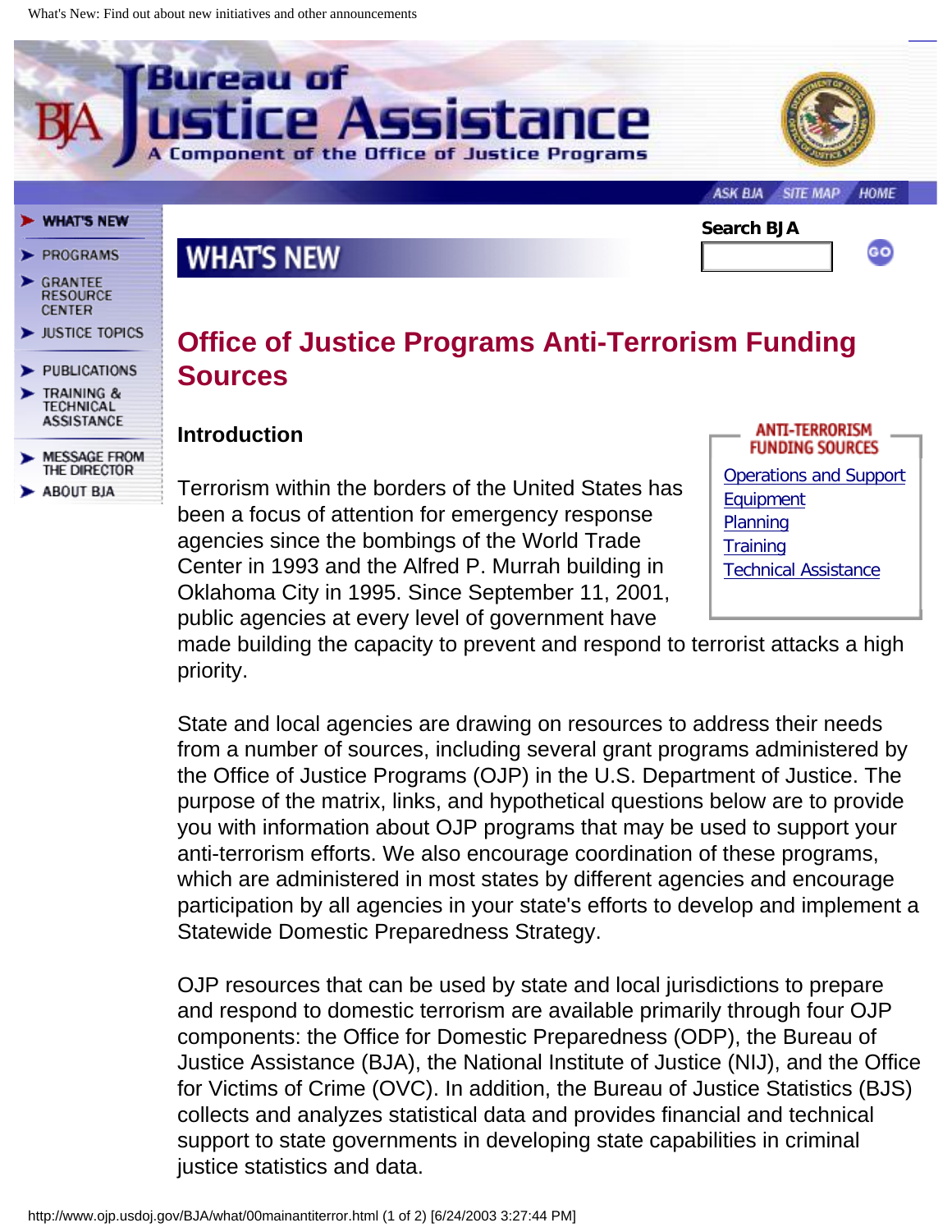# Office of Justice Programs Anti-Terrorism Funding Sources

**ANTI-TERRORISM FUNDING SOURCES**

- Operations and Support
- Equipment
- Planning
- Training
- Technical Assistance

## Introduction

Terrorism within the borders of the United States has been a focus of attention for emergency response agencies since the bombings of the World Trade Center in 1993 and the Alfred P. Murrah building in Oklahoma City in 1995. Since September 11, 2001, public agencies at every level of government have made building the capacity to prevent and respond to terrorist attacks a high priority.

State and local agencies are drawing on resources to address their needs from a number of sources, including several grant programs administered by the Office of Justice Programs (OJP) in the U.S. Department of Justice. The purpose of the matrix, links, and hypothetical questions below are to provide you with information about OJP programs that may be used to support your anti-terrorism efforts. We also encourage coordination of these programs, which are administered in most states by different agencies and encourage participation by all agencies in your state's efforts to develop and implement a Statewide Domestic Preparedness Strategy.

OJP resources that can be used by state and local jurisdictions to prepare and respond to domestic terrorism are available primarily through four OJP components: the Office for Domestic Preparedness (ODP), the Bureau of Justice Assistance (BJA), the National Institute of Justice (NIJ), and the Office for Victims of Crime (OVC). In addition, the Bureau of Justice Statistics (BJS) collects and analyzes statistical data and provides financial and technical support to state governments in developing state capabilities in criminal justice statistics and data.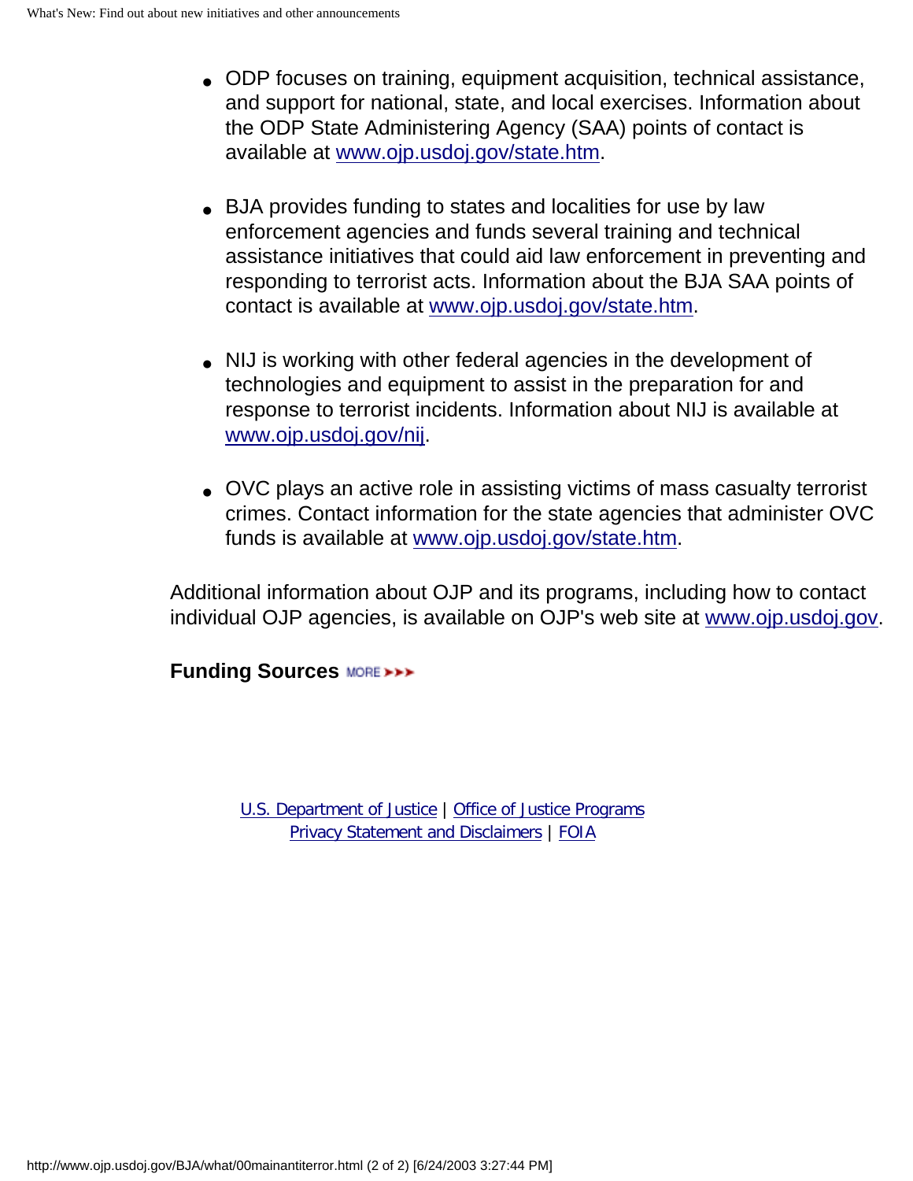- ODP focuses on training, equipment acquisition, technical assistance, and support for national, state, and local exercises. Information about the ODP State Administering Agency (SAA) points of contact is available at www.ojp.usdoj.gov/state.htm.

- BJA provides funding to states and localities for use by law enforcement agencies and funds several training and technical assistance initiatives that could aid law enforcement in preventing and responding to terrorist acts. Information about the BJA SAA points of contact is available at www.ojp.usdoj.gov/state.htm.

- NIJ is working with other federal agencies in the development of technologies and equipment to assist in the preparation for and response to terrorist incidents. Information about NIJ is available at www.ojp.usdoj.gov/nij.

- OVC plays an active role in assisting victims of mass casualty terrorist crimes. Contact information for the state agencies that administer OVC funds is available at www.ojp.usdoj.gov/state.htm.

Additional information about OJP and its programs, including how to contact individual OJP agencies, is available on OJP's web site at www.ojp.usdoj.gov.

**Funding Sources** MORE >>>

U.S. Department of Justice | Office of Justice Programs
Privacy Statement and Disclaimers | FOIA